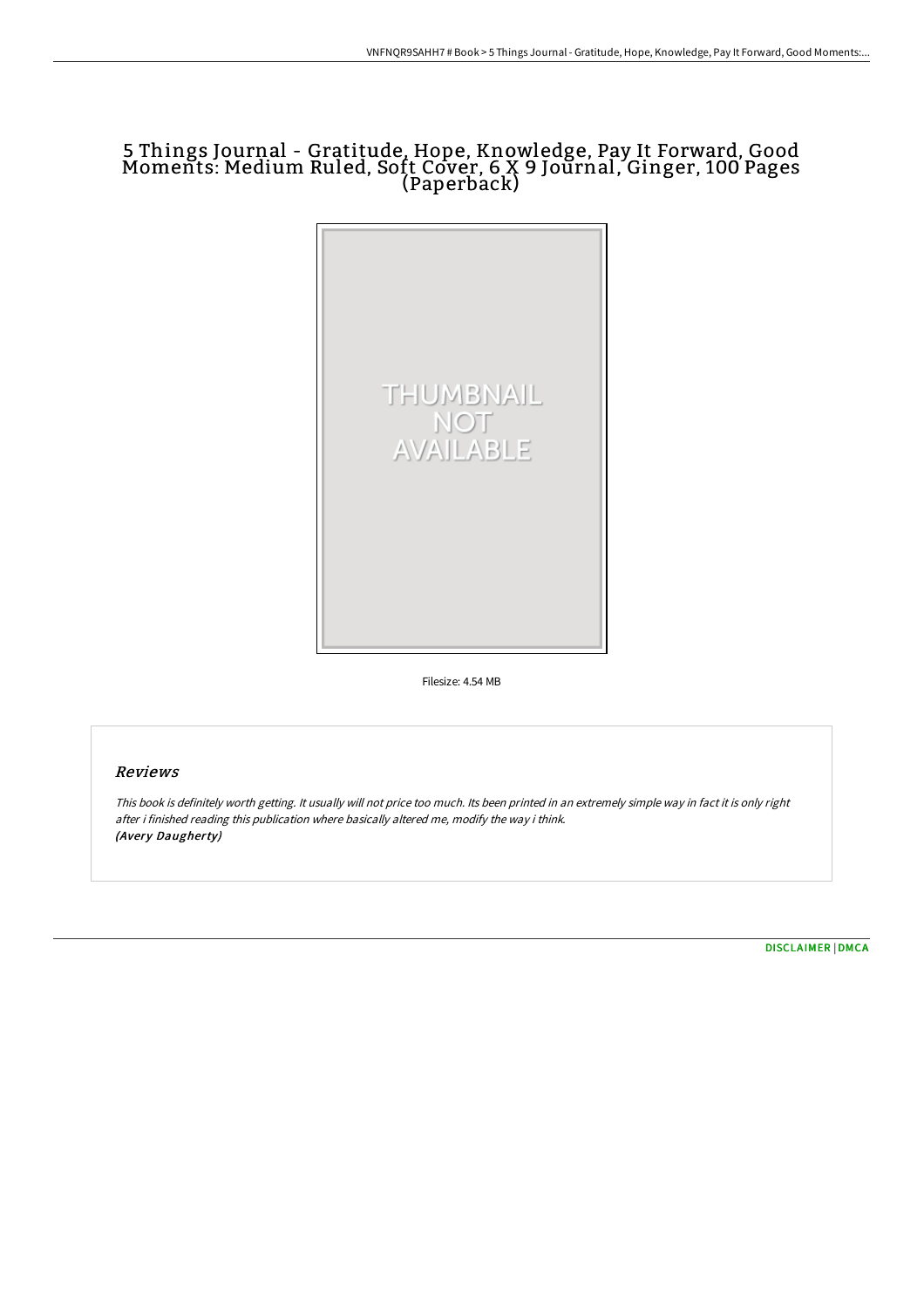# 5 Things Journal - Gratitude, Hope, Knowledge, Pay It Forward, Good Moments: Medium Ruled, Soft Cover, 6 X 9 Journal, Ginger, 100 Pages (Paperback)

THUMBNAIL NOT AVAILABLE

Filesize: 4.54 MB

## Reviews

*This book is definitely worth getting. It usually will not price too much. Its been printed in an extremely simple way in fact it is only right after i finished reading this publication where basically altered me, modify the way i think.*
*(Avery Daugherty)*

DISCLAIMER | DMCA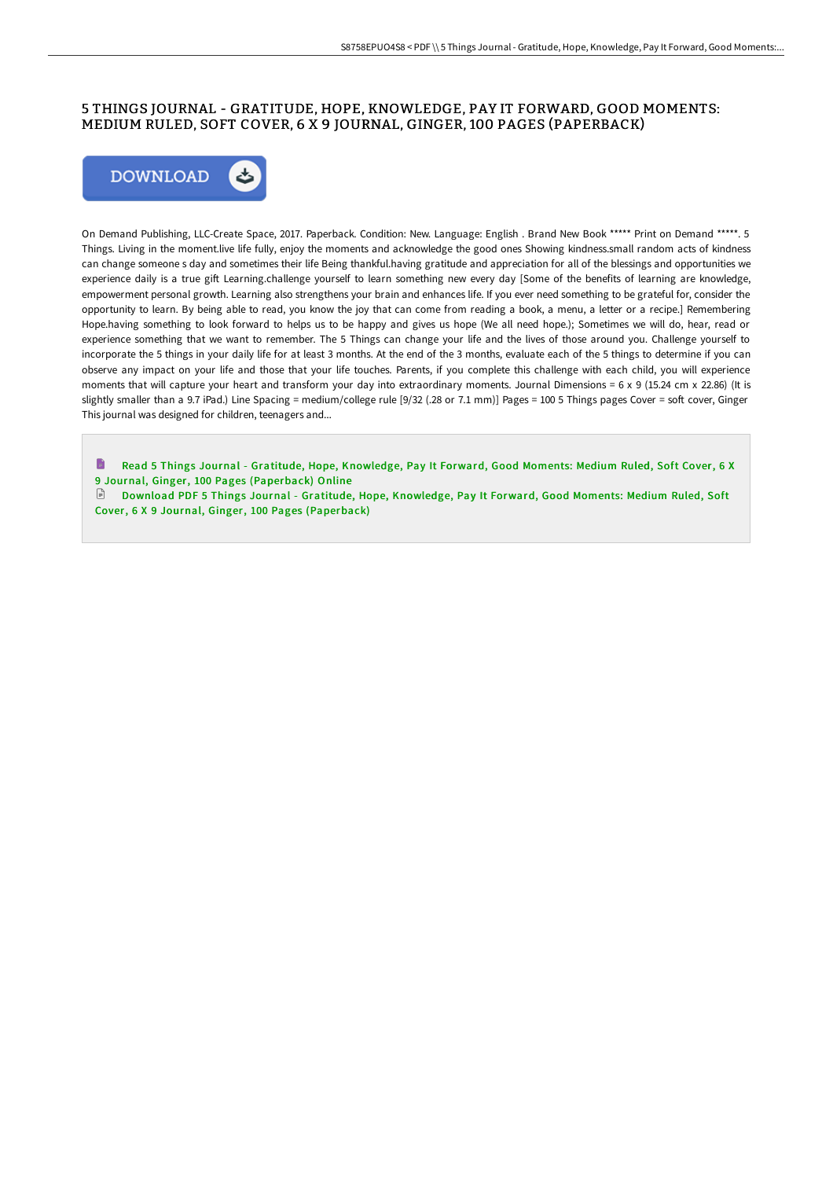# 5 THINGS JOURNAL - GRATITUDE, HOPE, KNOWLEDGE, PAY IT FORWARD, GOOD MOMENTS: MEDIUM RULED, SOFT COVER, 6 X 9 JOURNAL, GINGER, 100 PAGES (PAPERBACK)

DOWNLOAD

On Demand Publishing, LLC-Create Space, 2017. Paperback. Condition: New. Language: English . Brand New Book ***** Print on Demand *****. 5 Things. Living in the moment.live life fully, enjoy the moments and acknowledge the good ones Showing kindness.small random acts of kindness can change someone s day and sometimes their life Being thankful.having gratitude and appreciation for all of the blessings and opportunities we experience daily is a true gift Learning.challenge yourself to learn something new every day [Some of the benefits of learning are knowledge, empowerment personal growth. Learning also strengthens your brain and enhances life. If you ever need something to be grateful for, consider the opportunity to learn. By being able to read, you know the joy that can come from reading a book, a menu, a letter or a recipe.] Remembering Hope.having something to look forward to helps us to be happy and gives us hope (We all need hope.); Sometimes we will do, hear, read or experience something that we want to remember. The 5 Things can change your life and the lives of those around you. Challenge yourself to incorporate the 5 things in your daily life for at least 3 months. At the end of the 3 months, evaluate each of the 5 things to determine if you can observe any impact on your life and those that your life touches. Parents, if you complete this challenge with each child, you will experience moments that will capture your heart and transform your day into extraordinary moments. Journal Dimensions = 6 x 9 (15.24 cm x 22.86) (It is slightly smaller than a 9.7 iPad.) Line Spacing = medium/college rule [9/32 (.28 or 7.1 mm)] Pages = 100 5 Things pages Cover = soft cover, Ginger This journal was designed for children, teenagers and...

Read 5 Things Journal - Gratitude, Hope, Knowledge, Pay It Forward, Good Moments: Medium Ruled, Soft Cover, 6 X 9 Journal, Ginger, 100 Pages (Paperback) Online

Download PDF 5 Things Journal - Gratitude, Hope, Knowledge, Pay It Forward, Good Moments: Medium Ruled, Soft Cover, 6 X 9 Journal, Ginger, 100 Pages (Paperback)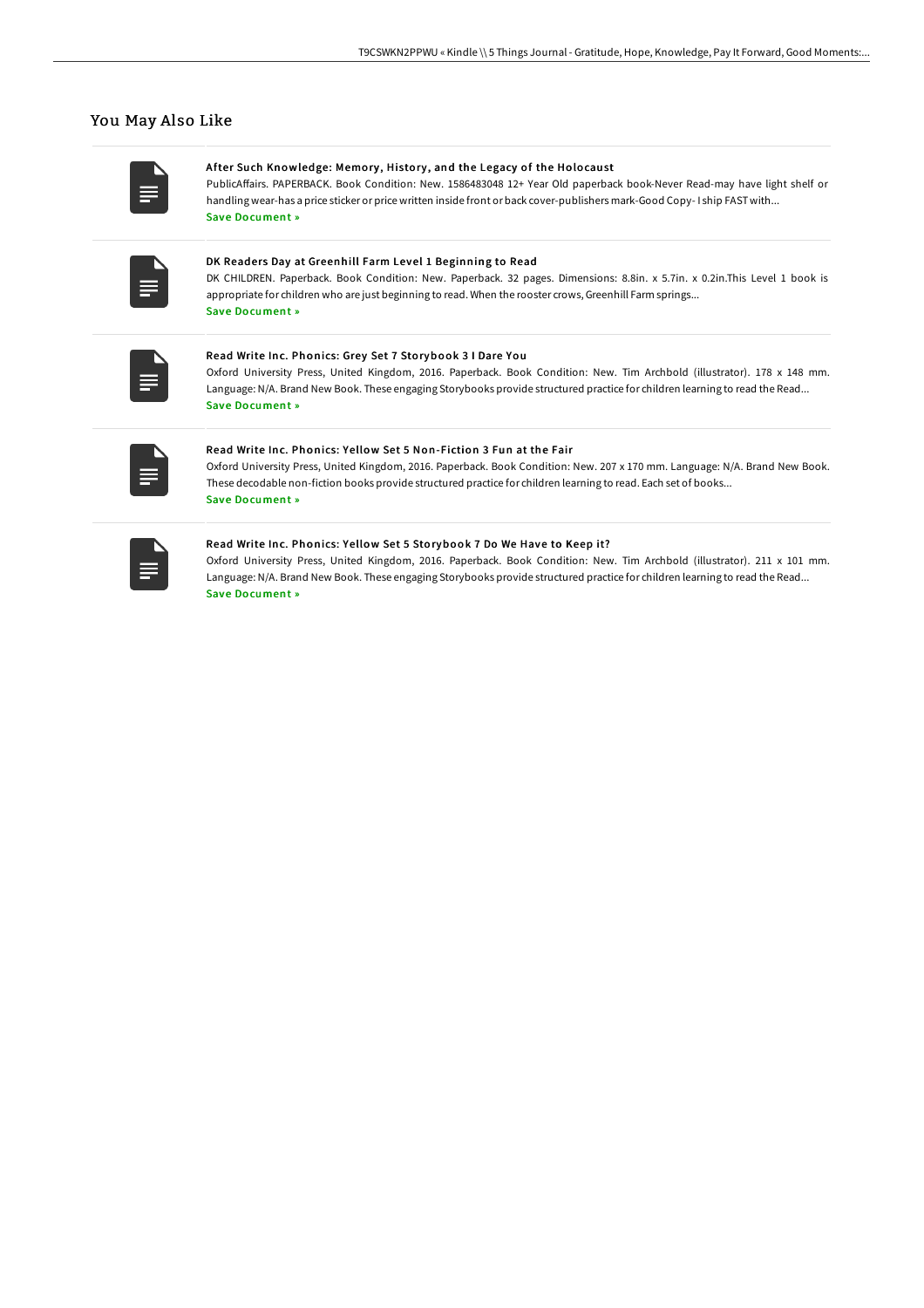## You May Also Like

### After Such Knowledge: Memory, History, and the Legacy of the Holocaust

PublicAffairs. PAPERBACK. Book Condition: New. 1586483048 12+ Year Old paperback book-Never Read-may have light shelf or handling wear-has a price sticker or price written inside front or back cover-publishers mark-Good Copy- I ship FAST with...
Save Document »

### DK Readers Day at Greenhill Farm Level 1 Beginning to Read

DK CHILDREN. Paperback. Book Condition: New. Paperback. 32 pages. Dimensions: 8.8in. x 5.7in. x 0.2in.This Level 1 book is appropriate for children who are just beginning to read. When the rooster crows, Greenhill Farm springs...
Save Document »

### Read Write Inc. Phonics: Grey Set 7 Storybook 3 I Dare You

Oxford University Press, United Kingdom, 2016. Paperback. Book Condition: New. Tim Archbold (illustrator). 178 x 148 mm. Language: N/A. Brand New Book. These engaging Storybooks provide structured practice for children learning to read the Read...
Save Document »

### Read Write Inc. Phonics: Yellow Set 5 Non-Fiction 3 Fun at the Fair

Oxford University Press, United Kingdom, 2016. Paperback. Book Condition: New. 207 x 170 mm. Language: N/A. Brand New Book. These decodable non-fiction books provide structured practice for children learning to read. Each set of books...
Save Document »

### Read Write Inc. Phonics: Yellow Set 5 Storybook 7 Do We Have to Keep it?

Oxford University Press, United Kingdom, 2016. Paperback. Book Condition: New. Tim Archbold (illustrator). 211 x 101 mm. Language: N/A. Brand New Book. These engaging Storybooks provide structured practice for children learning to read the Read...
Save Document »